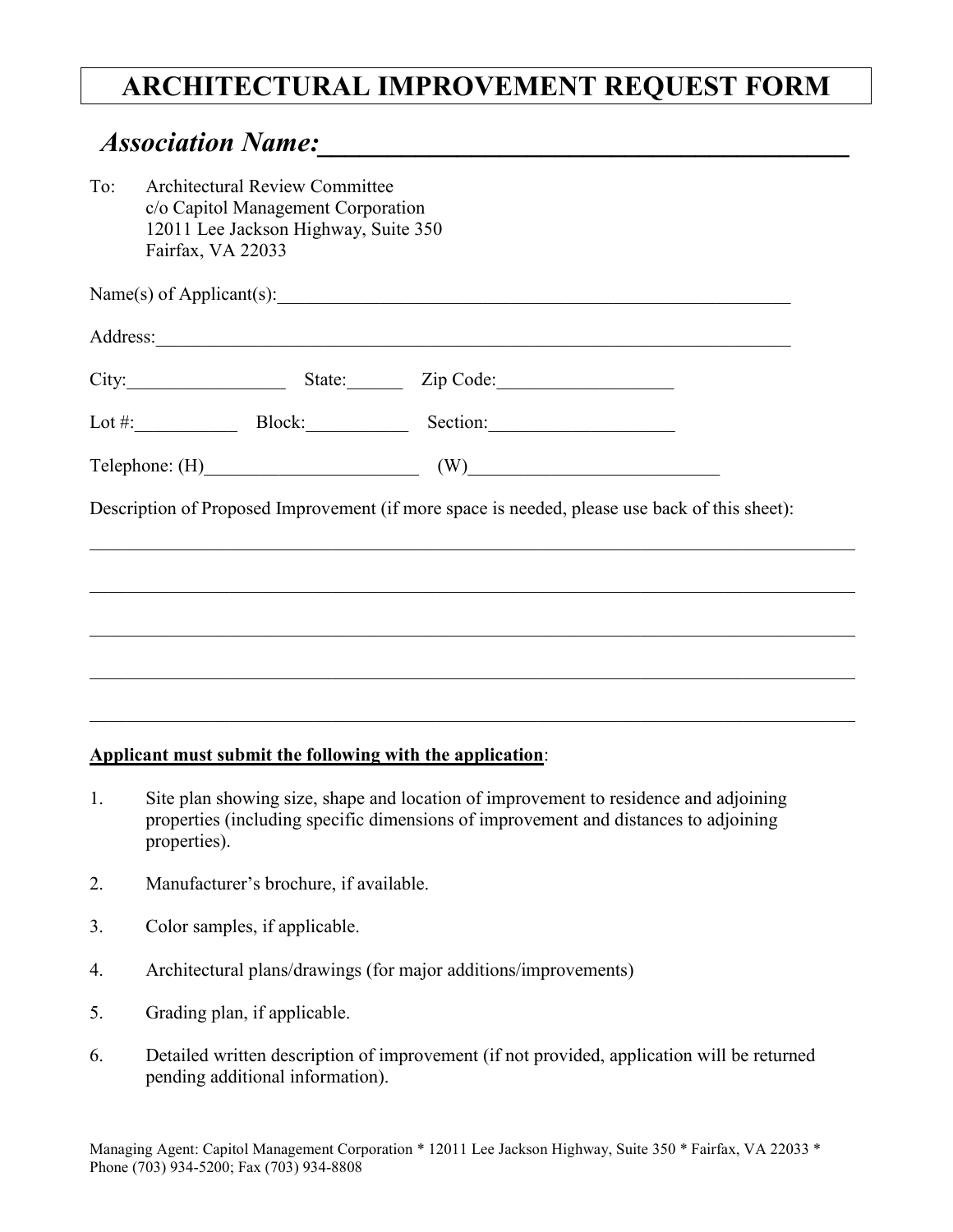# ARCHITECTURAL IMPROVEMENT REQUEST FORM

## *Association Name:_______________________________________*

To: Architectural Review Committee
c/o Capitol Management Corporation
12011 Lee Jackson Highway, Suite 350
Fairfax, VA 22033

Name(s) of Applicant(s):_________________________________________________________

Address:__________________________________________________________________

City:_________________ State:______ Zip Code:___________________

Lot #:___________ Block:___________ Section:____________________

Telephone: (H)_______________________ (W)___________________________

Description of Proposed Improvement (if more space is needed, please use back of this sheet):

_____________________________________________________________________________

_____________________________________________________________________________

_____________________________________________________________________________

_____________________________________________________________________________

_____________________________________________________________________________

**<u>Applicant must submit the following with the application</u>**:

1. Site plan showing size, shape and location of improvement to residence and adjoining properties (including specific dimensions of improvement and distances to adjoining properties).
2. Manufacturer's brochure, if available.
3. Color samples, if applicable.
4. Architectural plans/drawings (for major additions/improvements)
5. Grading plan, if applicable.
6. Detailed written description of improvement (if not provided, application will be returned pending additional information).

Managing Agent: Capitol Management Corporation * 12011 Lee Jackson Highway, Suite 350 * Fairfax, VA 22033 * Phone (703) 934-5200; Fax (703) 934-8808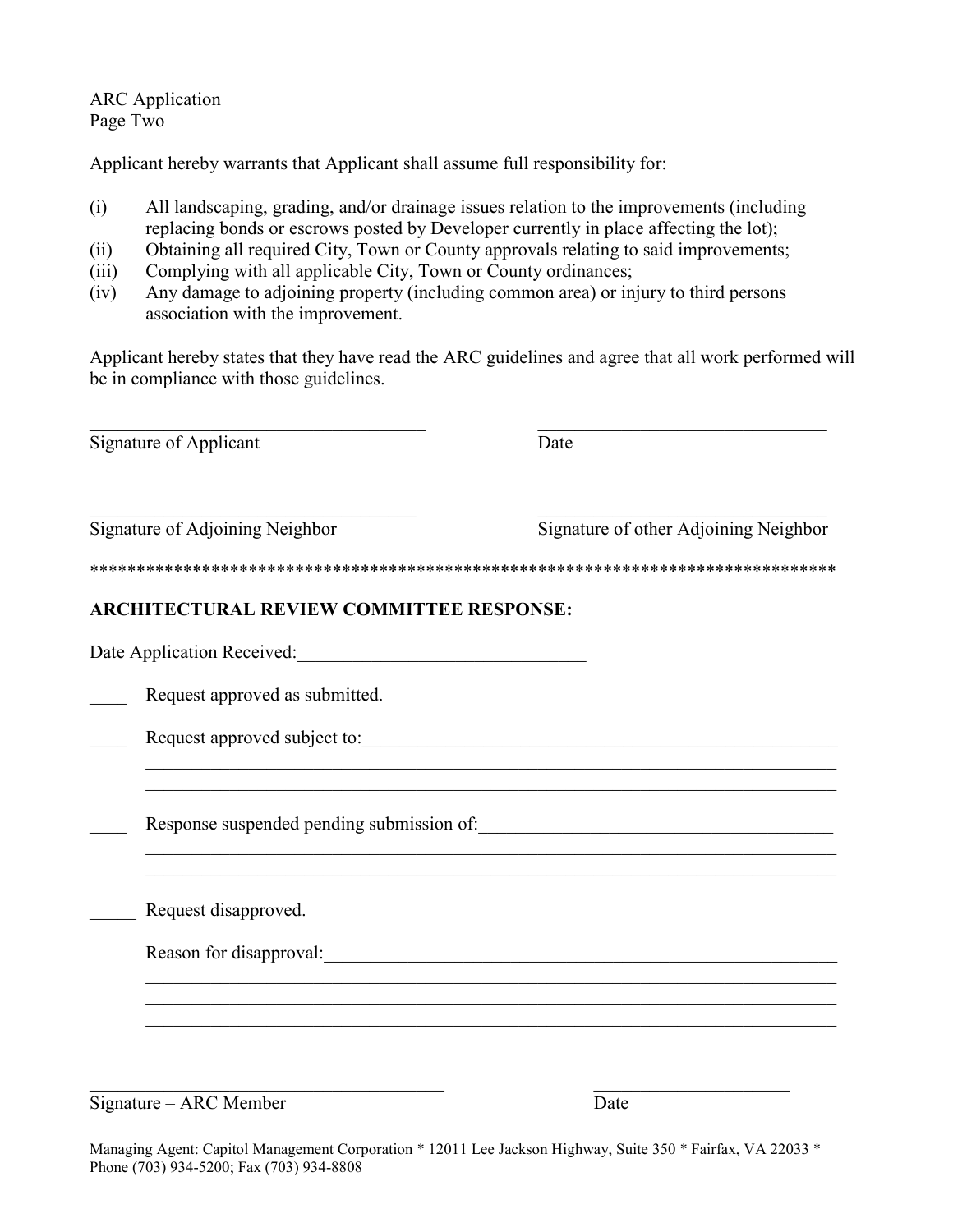ARC Application
Page Two

Applicant hereby warrants that Applicant shall assume full responsibility for:

(i) All landscaping, grading, and/or drainage issues relation to the improvements (including replacing bonds or escrows posted by Developer currently in place affecting the lot);
(ii) Obtaining all required City, Town or County approvals relating to said improvements;
(iii) Complying with all applicable City, Town or County ordinances;
(iv) Any damage to adjoining property (including common area) or injury to third persons association with the improvement.

Applicant hereby states that they have read the ARC guidelines and agree that all work performed will be in compliance with those guidelines.

_____________________________________ _________________________________
Signature of Applicant Date

_____________________________________ _________________________________
Signature of Adjoining Neighbor Signature of other Adjoining Neighbor

*******************************************************************************

**ARCHITECTURAL REVIEW COMMITTEE RESPONSE:**

Date Application Received:_______________________________

____ Request approved as submitted.

____ Request approved subject to:______________________________________________________
_____________________________________________________________________________
_____________________________________________________________________________

____ Response suspended pending submission of:_______________________________________
_____________________________________________________________________________
_____________________________________________________________________________

_____ Request disapproved.

Reason for disapproval:____________________________________________________________
_____________________________________________________________________________
_____________________________________________________________________________
_____________________________________________________________________________

_______________________________________ ______________________
Signature – ARC Member Date

Managing Agent: Capitol Management Corporation * 12011 Lee Jackson Highway, Suite 350 * Fairfax, VA 22033 * Phone (703) 934-5200; Fax (703) 934-8808